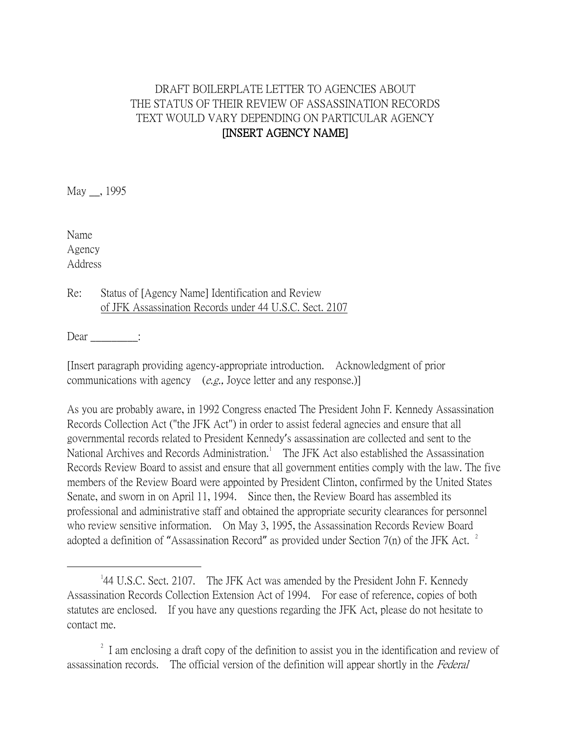DRAFT BOILERPLATE LETTER TO AGENCIES ABOUT
THE STATUS OF THEIR REVIEW OF ASSASSINATION RECORDS
TEXT WOULD VARY DEPENDING ON PARTICULAR AGENCY
[INSERT AGENCY NAME]

May __, 1995

Name
Agency
Address

Re: Status of [Agency Name] Identification and Review
of JFK Assassination Records under 44 U.S.C. Sect. 2107

Dear _________:

[Insert paragraph providing agency-appropriate introduction. Acknowledgment of prior communications with agency (*e.g.,* Joyce letter and any response.)]

As you are probably aware, in 1992 Congress enacted The President John F. Kennedy Assassination Records Collection Act ("the JFK Act") in order to assist federal agnecies and ensure that all governmental records related to President Kennedy's assassination are collected and sent to the National Archives and Records Administration.[1] The JFK Act also established the Assassination Records Review Board to assist and ensure that all government entities comply with the law. The five members of the Review Board were appointed by President Clinton, confirmed by the United States Senate, and sworn in on April 11, 1994. Since then, the Review Board has assembled its professional and administrative staff and obtained the appropriate security clearances for personnel who review sensitive information. On May 3, 1995, the Assassination Records Review Board adopted a definition of "Assassination Record" as provided under Section 7(n) of the JFK Act. [2]

---

[1] 44 U.S.C. Sect. 2107. The JFK Act was amended by the President John F. Kennedy Assassination Records Collection Extension Act of 1994. For ease of reference, copies of both statutes are enclosed. If you have any questions regarding the JFK Act, please do not hesitate to contact me.

[2] I am enclosing a draft copy of the definition to assist you in the identification and review of assassination records. The official version of the definition will appear shortly in the *Federal*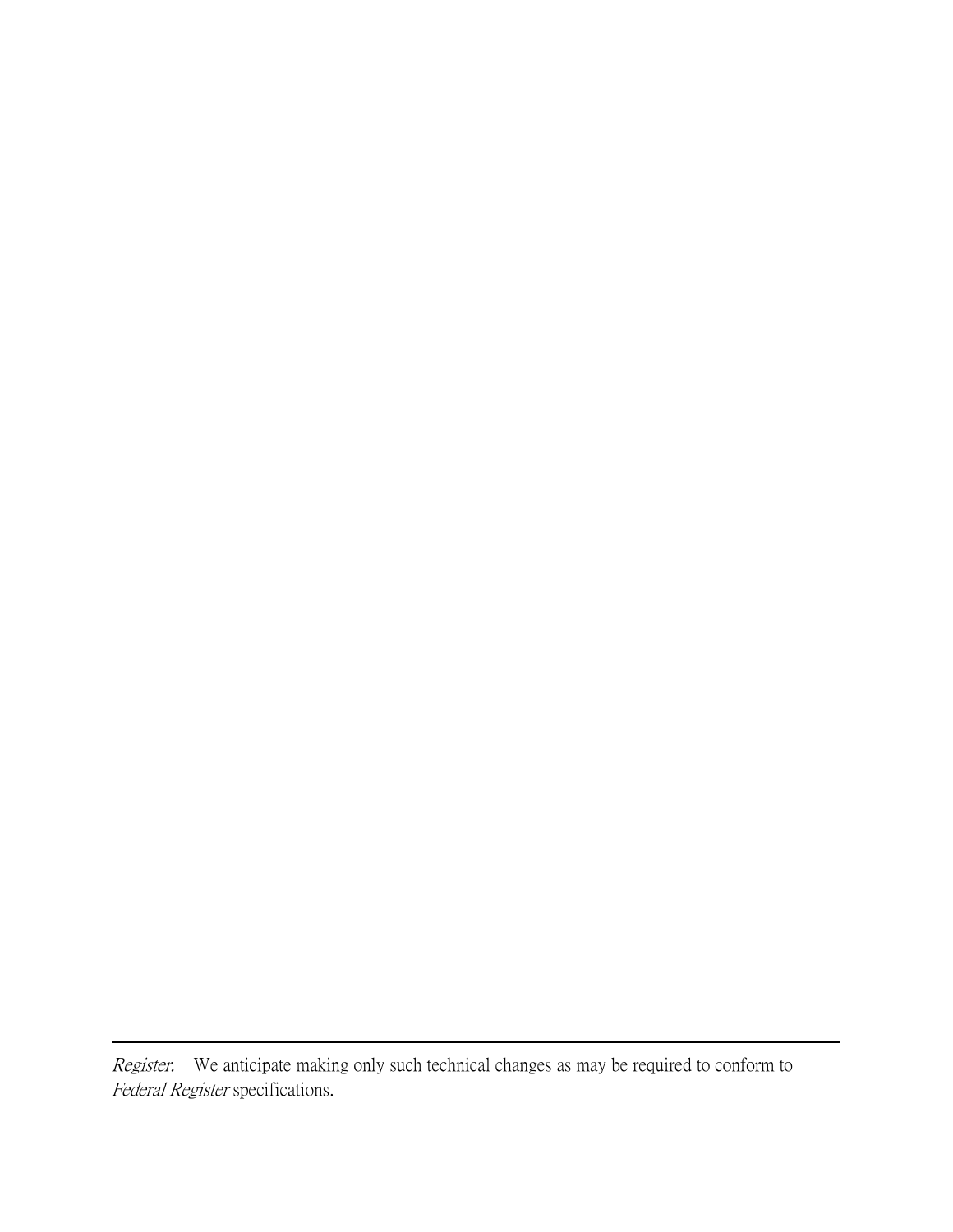*Register*. We anticipate making only such technical changes as may be required to conform to *Federal Register* specifications.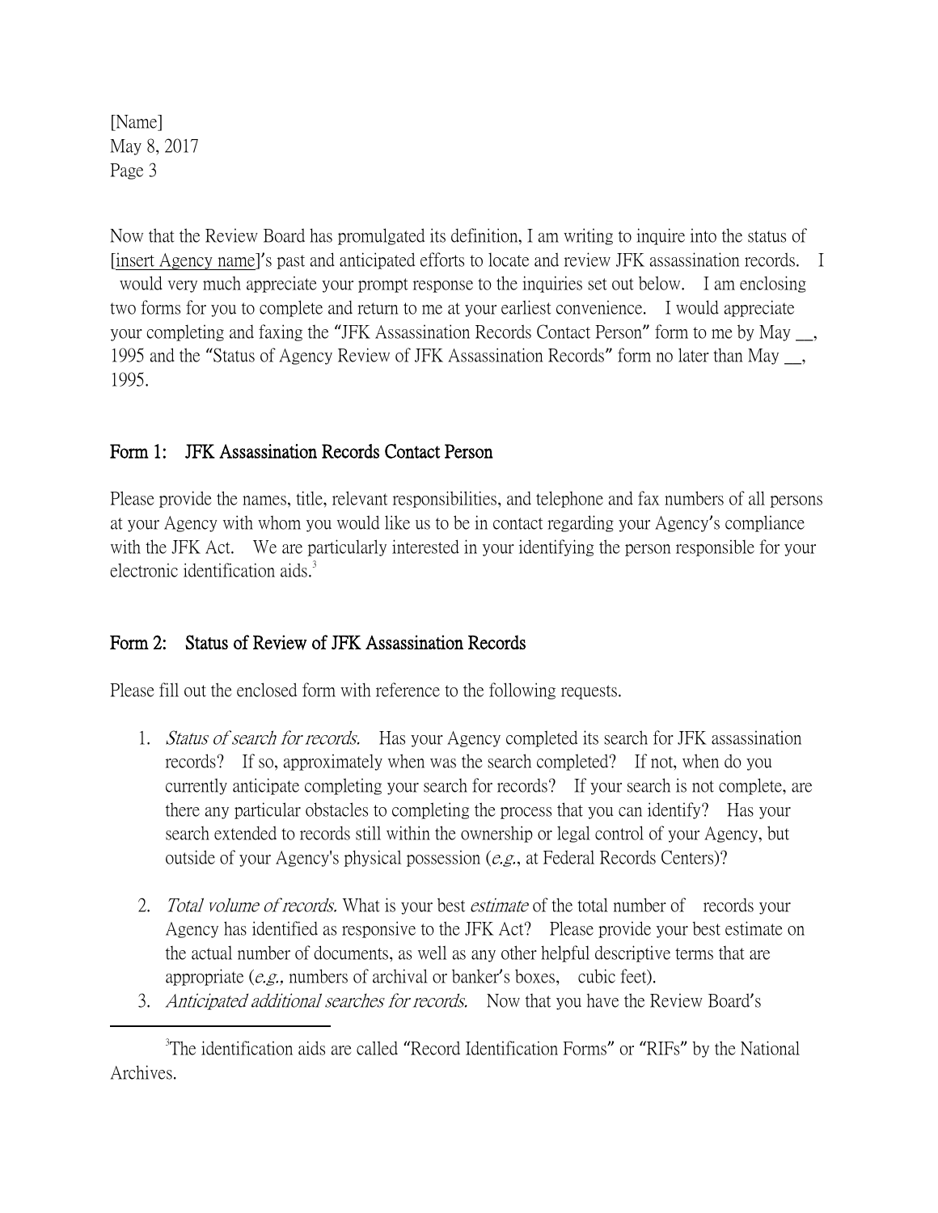[Name]
May 8, 2017
Page 3

Now that the Review Board has promulgated its definition, I am writing to inquire into the status of [insert Agency name]'s past and anticipated efforts to locate and review JFK assassination records. I would very much appreciate your prompt response to the inquiries set out below. I am enclosing two forms for you to complete and return to me at your earliest convenience. I would appreciate your completing and faxing the "JFK Assassination Records Contact Person" form to me by May __, 1995 and the "Status of Agency Review of JFK Assassination Records" form no later than May __, 1995.

## Form 1: JFK Assassination Records Contact Person

Please provide the names, title, relevant responsibilities, and telephone and fax numbers of all persons at your Agency with whom you would like us to be in contact regarding your Agency's compliance with the JFK Act. We are particularly interested in your identifying the person responsible for your electronic identification aids.[3]

## Form 2: Status of Review of JFK Assassination Records

Please fill out the enclosed form with reference to the following requests.

1. *Status of search for records.* Has your Agency completed its search for JFK assassination records? If so, approximately when was the search completed? If not, when do you currently anticipate completing your search for records? If your search is not complete, are there any particular obstacles to completing the process that you can identify? Has your search extended to records still within the ownership or legal control of your Agency, but outside of your Agency's physical possession (*e.g.*, at Federal Records Centers)?

2. *Total volume of records.* What is your best *estimate* of the total number of records your Agency has identified as responsive to the JFK Act? Please provide your best estimate on the actual number of documents, as well as any other helpful descriptive terms that are appropriate (*e.g.,* numbers of archival or banker's boxes, cubic feet).
3. *Anticipated additional searches for records.* Now that you have the Review Board's

[3] The identification aids are called "Record Identification Forms" or "RIFs" by the National Archives.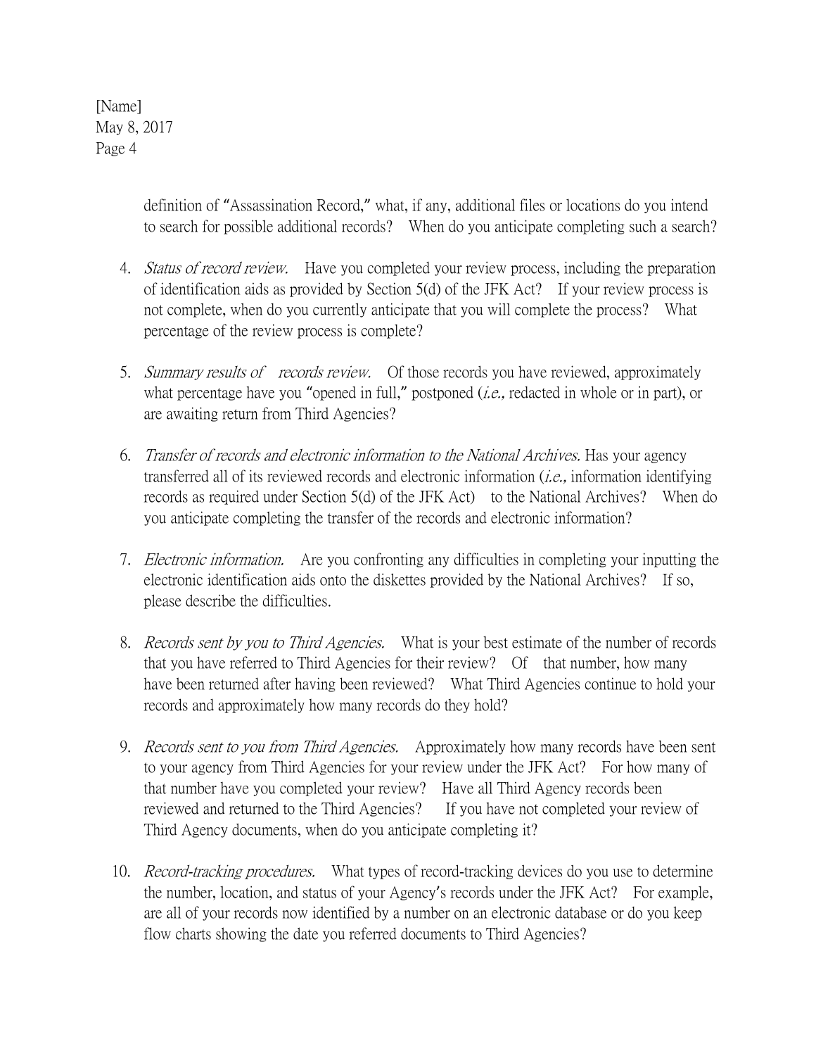definition of "Assassination Record," what, if any, additional files or locations do you intend to search for possible additional records? When do you anticipate completing such a search?

4. *Status of record review.* Have you completed your review process, including the preparation of identification aids as provided by Section 5(d) of the JFK Act? If your review process is not complete, when do you currently anticipate that you will complete the process? What percentage of the review process is complete?

5. *Summary results of records review.* Of those records you have reviewed, approximately what percentage have you "opened in full," postponed (*i.e.,* redacted in whole or in part), or are awaiting return from Third Agencies?

6. *Transfer of records and electronic information to the National Archives.* Has your agency transferred all of its reviewed records and electronic information (*i.e.,* information identifying records as required under Section 5(d) of the JFK Act) to the National Archives? When do you anticipate completing the transfer of the records and electronic information?

7. *Electronic information.* Are you confronting any difficulties in completing your inputting the electronic identification aids onto the diskettes provided by the National Archives? If so, please describe the difficulties.

8. *Records sent by you to Third Agencies.* What is your best estimate of the number of records that you have referred to Third Agencies for their review? Of that number, how many have been returned after having been reviewed? What Third Agencies continue to hold your records and approximately how many records do they hold?

9. *Records sent to you from Third Agencies.* Approximately how many records have been sent to your agency from Third Agencies for your review under the JFK Act? For how many of that number have you completed your review? Have all Third Agency records been reviewed and returned to the Third Agencies? If you have not completed your review of Third Agency documents, when do you anticipate completing it?

10. *Record-tracking procedures.* What types of record-tracking devices do you use to determine the number, location, and status of your Agency's records under the JFK Act? For example, are all of your records now identified by a number on an electronic database or do you keep flow charts showing the date you referred documents to Third Agencies?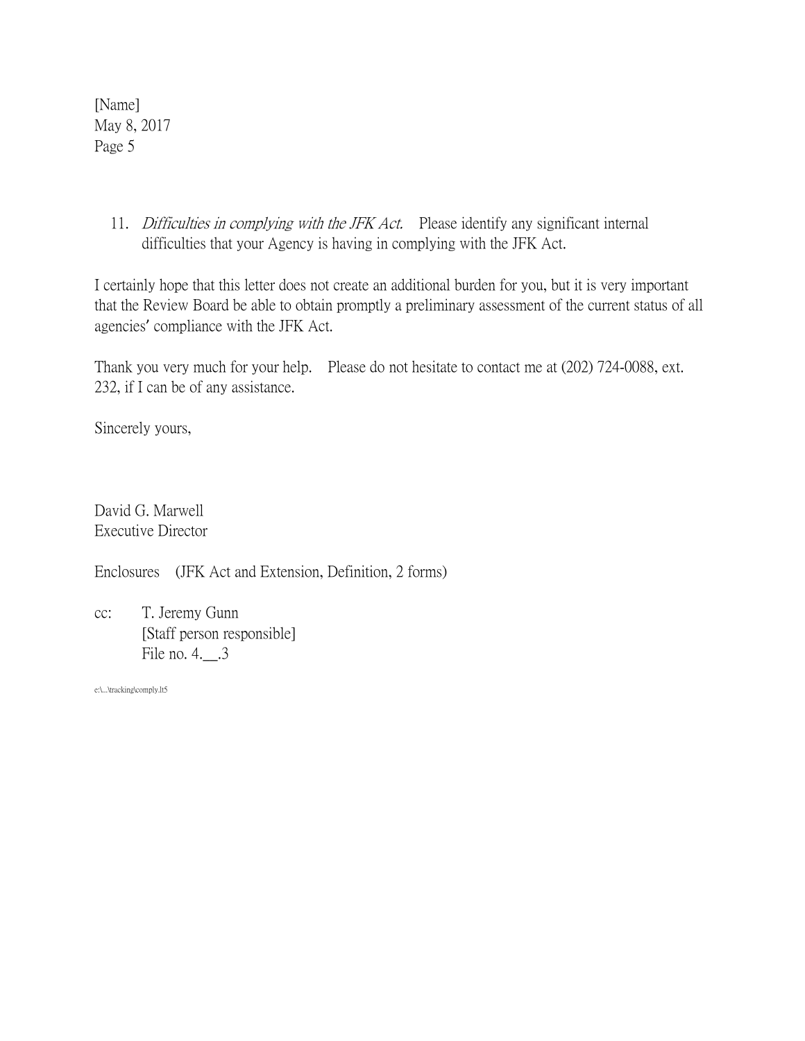11. *Difficulties in complying with the JFK Act.* Please identify any significant internal difficulties that your Agency is having in complying with the JFK Act.

I certainly hope that this letter does not create an additional burden for you, but it is very important that the Review Board be able to obtain promptly a preliminary assessment of the current status of all agencies' compliance with the JFK Act.

Thank you very much for your help. Please do not hesitate to contact me at (202) 724-0088, ext. 232, if I can be of any assistance.

Sincerely yours,

David G. Marwell
Executive Director

Enclosures (JFK Act and Extension, Definition, 2 forms)

cc: T. Jeremy Gunn
[Staff person responsible]
File no. 4.__.3

e:\...\tracking\comply.lt5